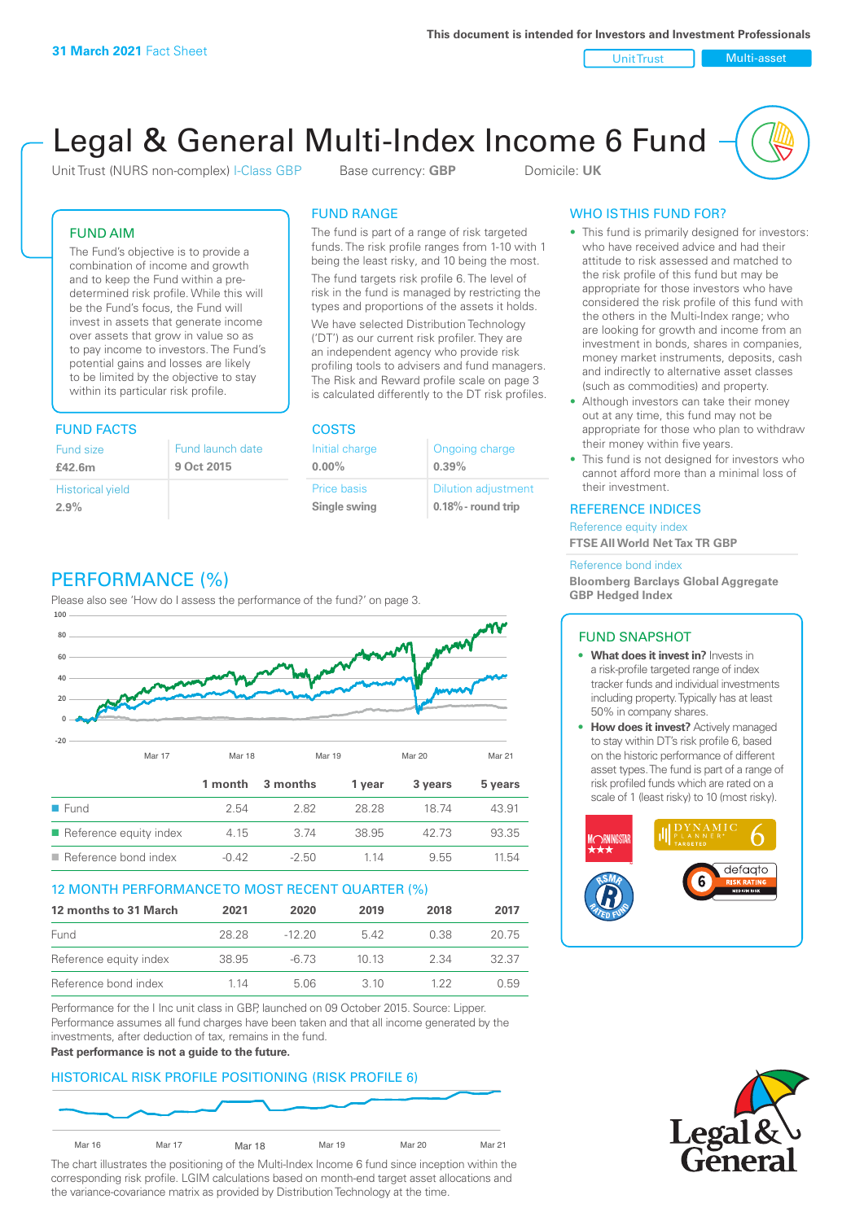**31 March 2021** Fact Sheet

This document is intended for Investors and Investment Professionals

Unit Trust | Multi-asset

# Legal & General Multi-Index Income 6 Fund

Unit Trust (NURS non-complex) I-Class GBP    Base currency: **GBP**    Domicile: **UK**

## FUND AIM

The Fund's objective is to provide a combination of income and growth and to keep the Fund within a pre-determined risk profile. While this will be the Fund's focus, the Fund will invest in assets that generate income over assets that grow in value so as to pay income to investors. The Fund's potential gains and losses are likely to be limited by the objective to stay within its particular risk profile.

## FUND RANGE

The fund is part of a range of risk targeted funds. The risk profile ranges from 1-10 with 1 being the least risky, and 10 being the most.

The fund targets risk profile 6. The level of risk in the fund is managed by restricting the types and proportions of the assets it holds.

We have selected Distribution Technology ('DT') as our current risk profiler. They are an independent agency who provide risk profiling tools to advisers and fund managers. The Risk and Reward profile scale on page 3 is calculated differently to the DT risk profiles.

## WHO IS THIS FUND FOR?

- This fund is primarily designed for investors: who have received advice and had their attitude to risk assessed and matched to the risk profile of this fund but may be appropriate for those investors who have considered the risk profile of this fund with the others in the Multi-Index range; who are looking for growth and income from an investment in bonds, shares in companies, money market instruments, deposits, cash and indirectly to alternative asset classes (such as commodities) and property.
- Although investors can take their money out at any time, this fund may not be appropriate for those who plan to withdraw their money within five years.
- This fund is not designed for investors who cannot afford more than a minimal loss of their investment.

## FUND FACTS

| Fund size | Fund launch date |
|---|---|
| **£42.6m** | **9 Oct 2015** |
| Historical yield | |
| **2.9%** | |

## COSTS

| Initial charge | Ongoing charge |
|---|---|
| **0.00%** | **0.39%** |
| Price basis | Dilution adjustment |
| **Single swing** | **0.18% - round trip** |

## REFERENCE INDICES

Reference equity index
**FTSE All World Net Tax TR GBP**

Reference bond index
**Bloomberg Barclays Global Aggregate GBP Hedged Index**

## PERFORMANCE (%)

Please also see 'How do I assess the performance of the fund?' on page 3.

| | 1 month | 3 months | 1 year | 3 years | 5 years |
|---|---|---|---|---|---|
| Fund | 2.54 | 2.82 | 28.28 | 18.74 | 43.91 |
| Reference equity index | 4.15 | 3.74 | 38.95 | 42.73 | 93.35 |
| Reference bond index | -0.42 | -2.50 | 1.14 | 9.55 | 11.54 |

## 12 MONTH PERFORMANCE TO MOST RECENT QUARTER (%)

| 12 months to 31 March | 2021 | 2020 | 2019 | 2018 | 2017 |
|---|---|---|---|---|---|
| Fund | 28.28 | -12.20 | 5.42 | 0.38 | 20.75 |
| Reference equity index | 38.95 | -6.73 | 10.13 | 2.34 | 32.37 |
| Reference bond index | 1.14 | 5.06 | 3.10 | 1.22 | 0.59 |

Performance for the I Inc unit class in GBP, launched on 09 October 2015. Source: Lipper. Performance assumes all fund charges have been taken and that all income generated by the investments, after deduction of tax, remains in the fund.

**Past performance is not a guide to the future.**

## FUND SNAPSHOT

- **What does it invest in?** Invests in a risk-profile targeted range of index tracker funds and individual investments including property. Typically has at least 50% in company shares.
- **How does it invest?** Actively managed to stay within DT's risk profile 6, based on the historic performance of different asset types. The fund is part of a range of risk profiled funds which are rated on a scale of 1 (least risky) to 10 (most risky).

## HISTORICAL RISK PROFILE POSITIONING (RISK PROFILE 6)

The chart illustrates the positioning of the Multi-Index Income 6 fund since inception within the corresponding risk profile. LGIM calculations based on month-end target asset allocations and the variance-covariance matrix as provided by Distribution Technology at the time.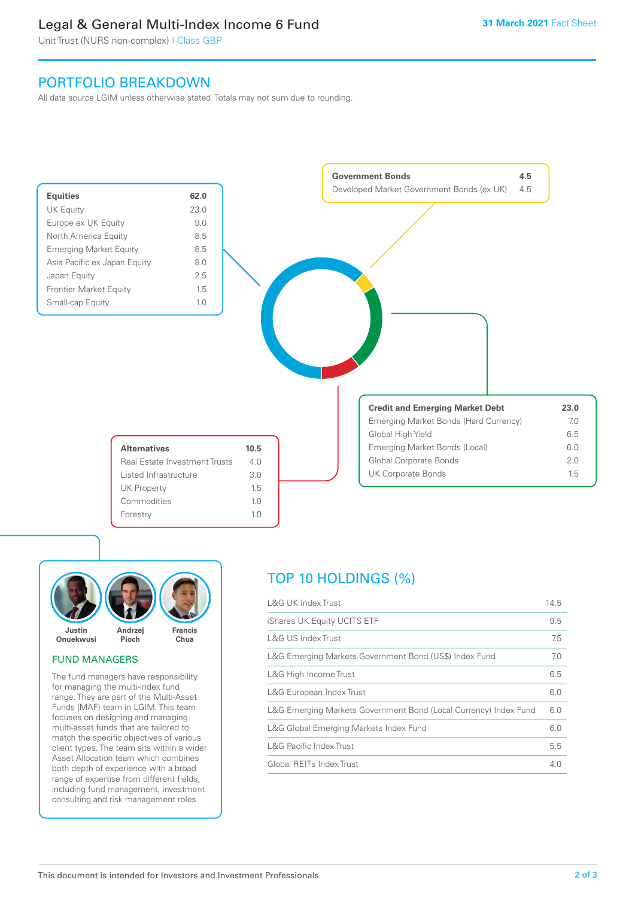# Legal & General Multi-Index Income 6 Fund

Unit Trust (NURS non-complex) I-Class GBP

31 March 2021 Fact Sheet

## PORTFOLIO BREAKDOWN

All data source LGIM unless otherwise stated. Totals may not sum due to rounding.

| **Equities** | **62.0** |
|---|---|
| UK Equity | 23.0 |
| Europe ex UK Equity | 9.0 |
| North America Equity | 8.5 |
| Emerging Market Equity | 8.5 |
| Asia Pacific ex Japan Equity | 8.0 |
| Japan Equity | 2.5 |
| Frontier Market Equity | 1.5 |
| Small-cap Equity | 1.0 |

| **Government Bonds** | **4.5** |
|---|---|
| Developed Market Government Bonds (ex UK) | 4.5 |

| **Credit and Emerging Market Debt** | **23.0** |
|---|---|
| Emerging Market Bonds (Hard Currency) | 7.0 |
| Global High Yield | 6.5 |
| Emerging Market Bonds (Local) | 6.0 |
| Global Corporate Bonds | 2.0 |
| UK Corporate Bonds | 1.5 |

| **Alternatives** | **10.5** |
|---|---|
| Real Estate Investment Trusts | 4.0 |
| Listed Infrastructure | 3.0 |
| UK Property | 1.5 |
| Commodities | 1.0 |
| Forestry | 1.0 |

Justin Onuekwusi, Andrzej Pioch, Francis Chua

### FUND MANAGERS

The fund managers have responsibility for managing the multi-index fund range. They are part of the Multi-Asset Funds (MAF) team in LGIM. This team focuses on designing and managing multi-asset funds that are tailored to match the specific objectives of various client types. The team sits within a wider Asset Allocation team which combines both depth of experience with a broad range of expertise from different fields, including fund management, investment consulting and risk management roles.

## TOP 10 HOLDINGS (%)

| Holding | % |
|---|---|
| L&G UK Index Trust | 14.5 |
| iShares UK Equity UCITS ETF | 9.5 |
| L&G US Index Trust | 7.5 |
| L&G Emerging Markets Government Bond (US$) Index Fund | 7.0 |
| L&G High Income Trust | 6.5 |
| L&G European Index Trust | 6.0 |
| L&G Emerging Markets Government Bond (Local Currency) Index Fund | 6.0 |
| L&G Global Emerging Markets Index Fund | 6.0 |
| L&G Pacific Index Trust | 5.5 |
| Global REITs Index Trust | 4.0 |

This document is intended for Investors and Investment Professionals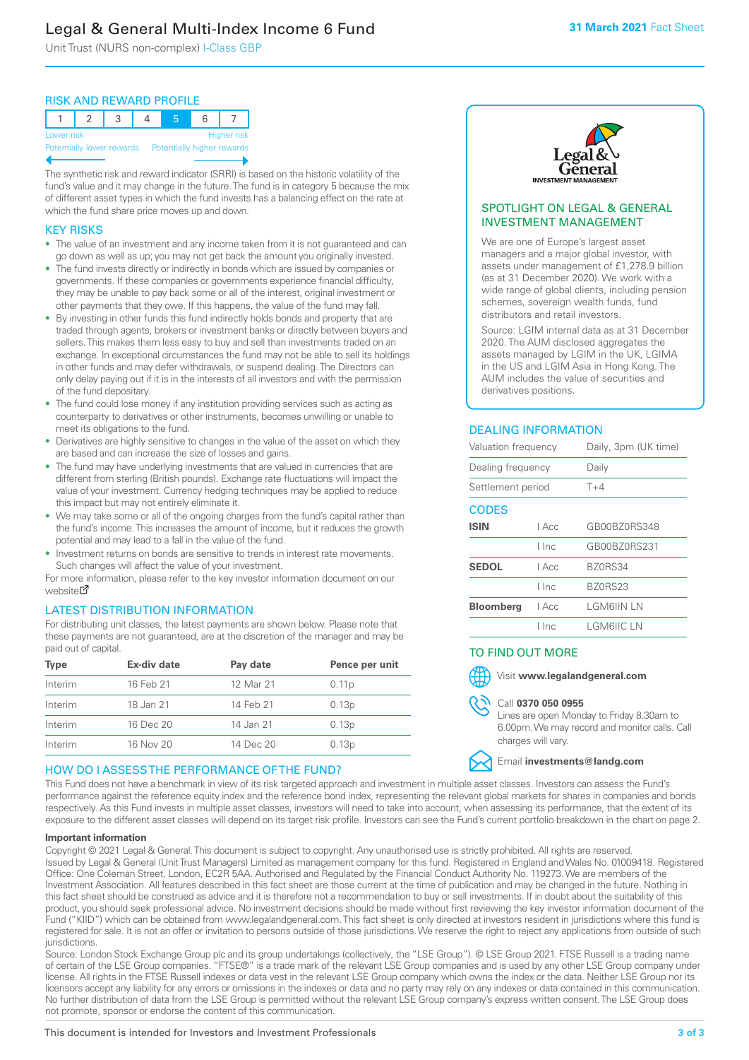# Legal & General Multi-Index Income 6 Fund

Unit Trust (NURS non-complex) I-Class GBP

**31 March 2021** Fact Sheet

## RISK AND REWARD PROFILE

| 1 | 2 | 3 | 4 | 5 | 6 | 7 |
|---|---|---|---|---|---|---|

Lower risk — Higher risk

Potentially lower rewards — Potentially higher rewards

The synthetic risk and reward indicator (SRRI) is based on the historic volatility of the fund's value and it may change in the future. The fund is in category 5 because the mix of different asset types in which the fund invests has a balancing effect on the rate at which the fund share price moves up and down.

## KEY RISKS

- The value of an investment and any income taken from it is not guaranteed and can go down as well as up; you may not get back the amount you originally invested.
- The fund invests directly or indirectly in bonds which are issued by companies or governments. If these companies or governments experience financial difficulty, they may be unable to pay back some or all of the interest, original investment or other payments that they owe. If this happens, the value of the fund may fall.
- By investing in other funds this fund indirectly holds bonds and property that are traded through agents, brokers or investment banks or directly between buyers and sellers. This makes them less easy to buy and sell than investments traded on an exchange. In exceptional circumstances the fund may not be able to sell its holdings in other funds and may defer withdrawals, or suspend dealing. The Directors can only delay paying out if it is in the interests of all investors and with the permission of the fund depositary.
- The fund could lose money if any institution providing services such as acting as counterparty to derivatives or other instruments, becomes unwilling or unable to meet its obligations to the fund.
- Derivatives are highly sensitive to changes in the value of the asset on which they are based and can increase the size of losses and gains.
- The fund may have underlying investments that are valued in currencies that are different from sterling (British pounds). Exchange rate fluctuations will impact the value of your investment. Currency hedging techniques may be applied to reduce this impact but may not entirely eliminate it.
- We may take some or all of the ongoing charges from the fund's capital rather than the fund's income. This increases the amount of income, but it reduces the growth potential and may lead to a fall in the value of the fund.
- Investment returns on bonds are sensitive to trends in interest rate movements. Such changes will affect the value of your investment.

For more information, please refer to the key investor information document on our website

## LATEST DISTRIBUTION INFORMATION

For distributing unit classes, the latest payments are shown below. Please note that these payments are not guaranteed, are at the discretion of the manager and may be paid out of capital.

| Type | Ex-div date | Pay date | Pence per unit |
|---|---|---|---|
| Interim | 16 Feb 21 | 12 Mar 21 | 0.11p |
| Interim | 18 Jan 21 | 14 Feb 21 | 0.13p |
| Interim | 16 Dec 20 | 14 Jan 21 | 0.13p |
| Interim | 16 Nov 20 | 14 Dec 20 | 0.13p |

## SPOTLIGHT ON LEGAL & GENERAL INVESTMENT MANAGEMENT

We are one of Europe's largest asset managers and a major global investor, with assets under management of £1,278.9 billion (as at 31 December 2020). We work with a wide range of global clients, including pension schemes, sovereign wealth funds, fund distributors and retail investors.

Source: LGIM internal data as at 31 December 2020. The AUM disclosed aggregates the assets managed by LGIM in the UK, LGIMA in the US and LGIM Asia in Hong Kong. The AUM includes the value of securities and derivatives positions.

## DEALING INFORMATION

| | |
|---|---|
| Valuation frequency | Daily, 3pm (UK time) |
| Dealing frequency | Daily |
| Settlement period | T+4 |

## CODES

| | | |
|---|---|---|
| **ISIN** | I Acc | GB00BZ0RS348 |
| | I Inc | GB00BZ0RS231 |
| **SEDOL** | I Acc | BZ0RS34 |
| | I Inc | BZ0RS23 |
| **Bloomberg** | I Acc | LGM6IIN LN |
| | I Inc | LGM6IIC LN |

## TO FIND OUT MORE

Visit **www.legalandgeneral.com**

Call **0370 050 0955**
Lines are open Monday to Friday 8.30am to 6.00pm. We may record and monitor calls. Call charges will vary.

Email **investments@landg.com**

## HOW DO I ASSESS THE PERFORMANCE OF THE FUND?

This Fund does not have a benchmark in view of its risk targeted approach and investment in multiple asset classes. Investors can assess the Fund's performance against the reference equity index and the reference bond index, representing the relevant global markets for shares in companies and bonds respectively. As this Fund invests in multiple asset classes, investors will need to take into account, when assessing its performance, that the extent of its exposure to the different asset classes will depend on its target risk profile. Investors can see the Fund's current portfolio breakdown in the chart on page 2.

**Important information**

Copyright © 2021 Legal & General. This document is subject to copyright. Any unauthorised use is strictly prohibited. All rights are reserved. Issued by Legal & General (Unit Trust Managers) Limited as management company for this fund. Registered in England and Wales No. 01009418. Registered Office: One Coleman Street, London, EC2R 5AA. Authorised and Regulated by the Financial Conduct Authority No. 119273. We are members of the Investment Association. All features described in this fact sheet are those current at the time of publication and may be changed in the future. Nothing in this fact sheet should be construed as advice and it is therefore not a recommendation to buy or sell investments. If in doubt about the suitability of this product, you should seek professional advice. No investment decisions should be made without first reviewing the key investor information document of the Fund ("KIID") which can be obtained from www.legalandgeneral.com. This fact sheet is only directed at investors resident in jurisdictions where this fund is registered for sale. It is not an offer or invitation to persons outside of those jurisdictions. We reserve the right to reject any applications from outside of such jurisdictions.

Source: London Stock Exchange Group plc and its group undertakings (collectively, the "LSE Group"). © LSE Group 2021. FTSE Russell is a trading name of certain of the LSE Group companies. "FTSE®" is a trade mark of the relevant LSE Group companies and is used by any other LSE Group company under license. All rights in the FTSE Russell indexes or data vest in the relevant LSE Group company which owns the index or the data. Neither LSE Group nor its licensors accept any liability for any errors or omissions in the indexes or data and no party may rely on any indexes or data contained in this communication. No further distribution of data from the LSE Group is permitted without the relevant LSE Group company's express written consent. The LSE Group does not promote, sponsor or endorse the content of this communication.

This document is intended for Investors and Investment Professionals